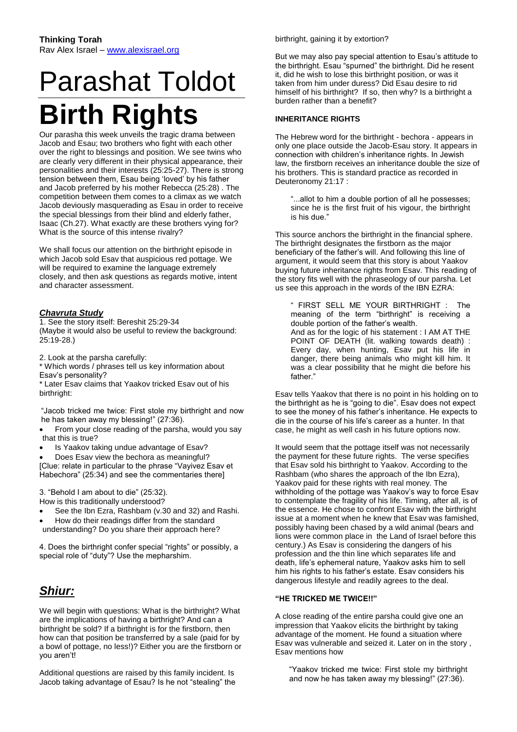**Thinking Torah**
Rav Alex Israel – www.alexisrael.org

# Parashat Toldot

# Birth Rights

Our parasha this week unveils the tragic drama between Jacob and Esau; two brothers who fight with each other over the right to blessings and position. We see twins who are clearly very different in their physical appearance, their personalities and their interests (25:25-27). There is strong tension between them, Esau being 'loved' by his father and Jacob preferred by his mother Rebecca (25:28) . The competition between them comes to a climax as we watch Jacob deviously masquerading as Esau in order to receive the special blessings from their blind and elderly father, Isaac (Ch.27). What exactly are these brothers vying for? What is the source of this intense rivalry?

We shall focus our attention on the birthright episode in which Jacob sold Esav that auspicious red pottage. We will be required to examine the language extremely closely, and then ask questions as regards motive, intent and character assessment.

### ***Chavruta Study***

1. See the story itself: Bereshit 25:29-34
(Maybe it would also be useful to review the background: 25:19-28.)

2. Look at the parsha carefully:
* Which words / phrases tell us key information about Esav's personality?
* Later Esav claims that Yaakov tricked Esav out of his birthright:

"Jacob tricked me twice: First stole my birthright and now he has taken away my blessing!" (27:36).

- From your close reading of the parsha, would you say that this is true?
- Is Yaakov taking undue advantage of Esav?
- Does Esav view the bechora as meaningful?

[Clue: relate in particular to the phrase "Vayivez Esav et Habechora" (25:34) and see the commentaries there]

3. "Behold I am about to die" (25:32).
How is this traditionally understood?

- See the Ibn Ezra, Rashbam (v.30 and 32) and Rashi.
- How do their readings differ from the standard understanding? Do you share their approach here?

4. Does the birthright confer special "rights" or possibly, a special role of "duty"? Use the mepharshim.

## ***Shiur:***

We will begin with questions: What is the birthright? What are the implications of having a birthright? And can a birthright be sold? If a birthright is for the firstborn, then how can that position be transferred by a sale (paid for by a bowl of pottage, no less!)? Either you are the firstborn or you aren't!

Additional questions are raised by this family incident. Is Jacob taking advantage of Esau? Is he not "stealing" the birthright, gaining it by extortion?

But we may also pay special attention to Esau's attitude to the birthright. Esau "spurned" the birthright. Did he resent it, did he wish to lose this birthright position, or was it taken from him under duress? Did Esau desire to rid himself of his birthright? If so, then why? Is a birthright a burden rather than a benefit?

#### **INHERITANCE RIGHTS**

The Hebrew word for the birthright - bechora - appears in only one place outside the Jacob-Esau story. It appears in connection with children's inheritance rights. In Jewish law, the firstborn receives an inheritance double the size of his brothers. This is standard practice as recorded in Deuteronomy 21:17 :

> "...allot to him a double portion of all he possesses; since he is the first fruit of his vigour, the birthright is his due."

This source anchors the birthright in the financial sphere. The birthright designates the firstborn as the major beneficiary of the father's will. And following this line of argument, it would seem that this story is about Yaakov buying future inheritance rights from Esav. This reading of the story fits well with the phraseology of our parsha. Let us see this approach in the words of the IBN EZRA:

> " FIRST SELL ME YOUR BIRTHRIGHT : The meaning of the term "birthright" is receiving a double portion of the father's wealth.
> And as for the logic of his statement : I AM AT THE POINT OF DEATH (lit. walking towards death) : Every day, when hunting, Esav put his life in danger, there being animals who might kill him. It was a clear possibility that he might die before his father."

Esav tells Yaakov that there is no point in his holding on to the birthright as he is "going to die". Esav does not expect to see the money of his father's inheritance. He expects to die in the course of his life's career as a hunter. In that case, he might as well cash in his future options now.

It would seem that the pottage itself was not necessarily the payment for these future rights. The verse specifies that Esav sold his birthright to Yaakov. According to the Rashbam (who shares the approach of the Ibn Ezra), Yaakov paid for these rights with real money. The withholding of the pottage was Yaakov's way to force Esav to contemplate the fragility of his life. Timing, after all, is of the essence. He chose to confront Esav with the birthright issue at a moment when he knew that Esav was famished, possibly having been chased by a wild animal (bears and lions were common place in the Land of Israel before this century.) As Esav is considering the dangers of his profession and the thin line which separates life and death, life's ephemeral nature, Yaakov asks him to sell him his rights to his father's estate. Esav considers his dangerous lifestyle and readily agrees to the deal.

#### **"HE TRICKED ME TWICE!!"**

A close reading of the entire parsha could give one an impression that Yaakov elicits the birthright by taking advantage of the moment. He found a situation where Esav was vulnerable and seized it. Later on in the story , Esav mentions how

> "Yaakov tricked me twice: First stole my birthright and now he has taken away my blessing!" (27:36).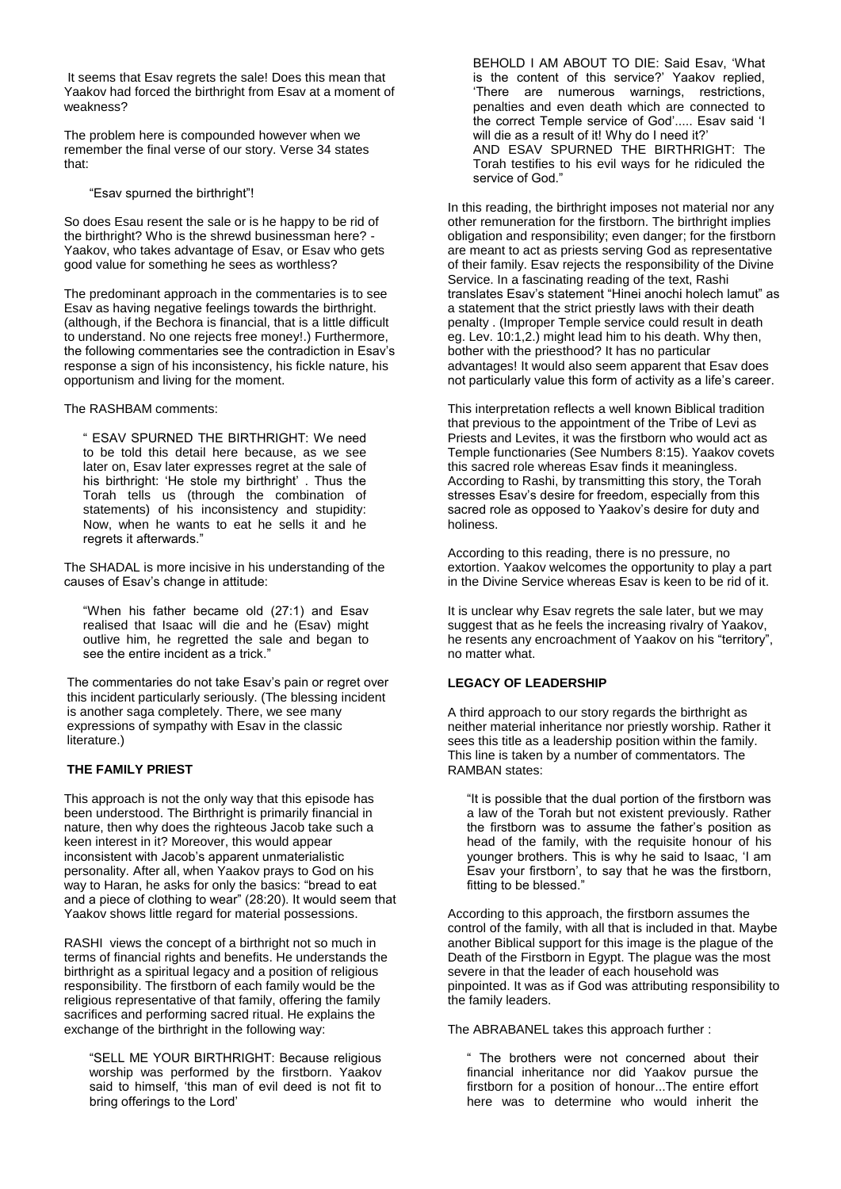It seems that Esav regrets the sale! Does this mean that Yaakov had forced the birthright from Esav at a moment of weakness?

The problem here is compounded however when we remember the final verse of our story. Verse 34 states that:

> "Esav spurned the birthright"!

So does Esau resent the sale or is he happy to be rid of the birthright? Who is the shrewd businessman here? - Yaakov, who takes advantage of Esav, or Esav who gets good value for something he sees as worthless?

The predominant approach in the commentaries is to see Esav as having negative feelings towards the birthright. (although, if the Bechora is financial, that is a little difficult to understand. No one rejects free money!.) Furthermore, the following commentaries see the contradiction in Esav's response a sign of his inconsistency, his fickle nature, his opportunism and living for the moment.

The RASHBAM comments:

> " ESAV SPURNED THE BIRTHRIGHT: We need to be told this detail here because, as we see later on, Esav later expresses regret at the sale of his birthright: 'He stole my birthright' . Thus the Torah tells us (through the combination of statements) of his inconsistency and stupidity: Now, when he wants to eat he sells it and he regrets it afterwards."

The SHADAL is more incisive in his understanding of the causes of Esav's change in attitude:

> "When his father became old (27:1) and Esav realised that Isaac will die and he (Esav) might outlive him, he regretted the sale and began to see the entire incident as a trick."

The commentaries do not take Esav's pain or regret over this incident particularly seriously. (The blessing incident is another saga completely. There, we see many expressions of sympathy with Esav in the classic literature.)

## THE FAMILY PRIEST

This approach is not the only way that this episode has been understood. The Birthright is primarily financial in nature, then why does the righteous Jacob take such a keen interest in it? Moreover, this would appear inconsistent with Jacob's apparent unmaterialistic personality. After all, when Yaakov prays to God on his way to Haran, he asks for only the basics: "bread to eat and a piece of clothing to wear" (28:20). It would seem that Yaakov shows little regard for material possessions.

RASHI views the concept of a birthright not so much in terms of financial rights and benefits. He understands the birthright as a spiritual legacy and a position of religious responsibility. The firstborn of each family would be the religious representative of that family, offering the family sacrifices and performing sacred ritual. He explains the exchange of the birthright in the following way:

> "SELL ME YOUR BIRTHRIGHT: Because religious worship was performed by the firstborn. Yaakov said to himself, 'this man of evil deed is not fit to bring offerings to the Lord'
>
> BEHOLD I AM ABOUT TO DIE: Said Esav, 'What is the content of this service?' Yaakov replied, 'There are numerous warnings, restrictions, penalties and even death which are connected to the correct Temple service of God'..... Esav said 'I will die as a result of it! Why do I need it?'
> AND ESAV SPURNED THE BIRTHRIGHT: The Torah testifies to his evil ways for he ridiculed the service of God."

In this reading, the birthright imposes not material nor any other remuneration for the firstborn. The birthright implies obligation and responsibility; even danger; for the firstborn are meant to act as priests serving God as representative of their family. Esav rejects the responsibility of the Divine Service. In a fascinating reading of the text, Rashi translates Esav's statement "Hinei anochi holech lamut" as a statement that the strict priestly laws with their death penalty . (Improper Temple service could result in death eg. Lev. 10:1,2.) might lead him to his death. Why then, bother with the priesthood? It has no particular advantages! It would also seem apparent that Esav does not particularly value this form of activity as a life's career.

This interpretation reflects a well known Biblical tradition that previous to the appointment of the Tribe of Levi as Priests and Levites, it was the firstborn who would act as Temple functionaries (See Numbers 8:15). Yaakov covets this sacred role whereas Esav finds it meaningless. According to Rashi, by transmitting this story, the Torah stresses Esav's desire for freedom, especially from this sacred role as opposed to Yaakov's desire for duty and holiness.

According to this reading, there is no pressure, no extortion. Yaakov welcomes the opportunity to play a part in the Divine Service whereas Esav is keen to be rid of it.

It is unclear why Esav regrets the sale later, but we may suggest that as he feels the increasing rivalry of Yaakov, he resents any encroachment of Yaakov on his "territory", no matter what.

## LEGACY OF LEADERSHIP

A third approach to our story regards the birthright as neither material inheritance nor priestly worship. Rather it sees this title as a leadership position within the family. This line is taken by a number of commentators. The RAMBAN states:

> "It is possible that the dual portion of the firstborn was a law of the Torah but not existent previously. Rather the firstborn was to assume the father's position as head of the family, with the requisite honour of his younger brothers. This is why he said to Isaac, 'I am Esav your firstborn', to say that he was the firstborn, fitting to be blessed."

According to this approach, the firstborn assumes the control of the family, with all that is included in that. Maybe another Biblical support for this image is the plague of the Death of the Firstborn in Egypt. The plague was the most severe in that the leader of each household was pinpointed. It was as if God was attributing responsibility to the family leaders.

The ABRABANEL takes this approach further :

> " The brothers were not concerned about their financial inheritance nor did Yaakov pursue the firstborn for a position of honour...The entire effort here was to determine who would inherit the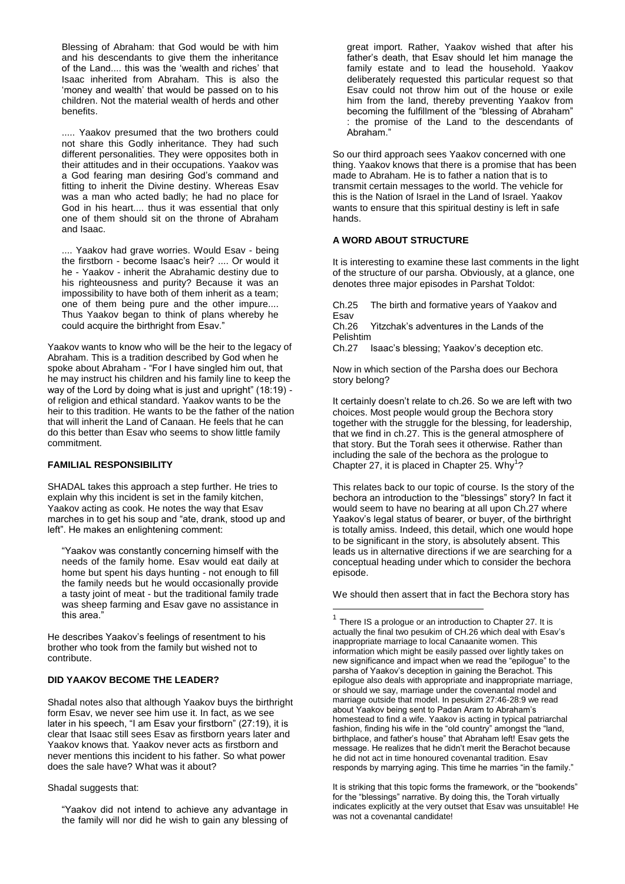Blessing of Abraham: that God would be with him and his descendants to give them the inheritance of the Land.... this was the 'wealth and riches' that Isaac inherited from Abraham. This is also the 'money and wealth' that would be passed on to his children. Not the material wealth of herds and other benefits.

..... Yaakov presumed that the two brothers could not share this Godly inheritance. They had such different personalities. They were opposites both in their attitudes and in their occupations. Yaakov was a God fearing man desiring God's command and fitting to inherit the Divine destiny. Whereas Esav was a man who acted badly; he had no place for God in his heart.... thus it was essential that only one of them should sit on the throne of Abraham and Isaac.

.... Yaakov had grave worries. Would Esav - being the firstborn - become Isaac's heir? .... Or would it he - Yaakov - inherit the Abrahamic destiny due to his righteousness and purity? Because it was an impossibility to have both of them inherit as a team; one of them being pure and the other impure.... Thus Yaakov began to think of plans whereby he could acquire the birthright from Esav."

Yaakov wants to know who will be the heir to the legacy of Abraham. This is a tradition described by God when he spoke about Abraham - "For I have singled him out, that he may instruct his children and his family line to keep the way of the Lord by doing what is just and upright" (18:19) - of religion and ethical standard. Yaakov wants to be the heir to this tradition. He wants to be the father of the nation that will inherit the Land of Canaan. He feels that he can do this better than Esav who seems to show little family commitment.

### FAMILIAL RESPONSIBILITY

SHADAL takes this approach a step further. He tries to explain why this incident is set in the family kitchen, Yaakov acting as cook. He notes the way that Esav marches in to get his soup and "ate, drank, stood up and left". He makes an enlightening comment:

"Yaakov was constantly concerning himself with the needs of the family home. Esav would eat daily at home but spent his days hunting - not enough to fill the family needs but he would occasionally provide a tasty joint of meat - but the traditional family trade was sheep farming and Esav gave no assistance in this area."

He describes Yaakov's feelings of resentment to his brother who took from the family but wished not to contribute.

### DID YAAKOV BECOME THE LEADER?

Shadal notes also that although Yaakov buys the birthright form Esav, we never see him use it. In fact, as we see later in his speech, "I am Esav your firstborn" (27:19), it is clear that Isaac still sees Esav as firstborn years later and Yaakov knows that. Yaakov never acts as firstborn and never mentions this incident to his father. So what power does the sale have? What was it about?

Shadal suggests that:

"Yaakov did not intend to achieve any advantage in the family will nor did he wish to gain any blessing of great import. Rather, Yaakov wished that after his father's death, that Esav should let him manage the family estate and to lead the household. Yaakov deliberately requested this particular request so that Esav could not throw him out of the house or exile him from the land, thereby preventing Yaakov from becoming the fulfillment of the "blessing of Abraham" : the promise of the Land to the descendants of Abraham."

So our third approach sees Yaakov concerned with one thing. Yaakov knows that there is a promise that has been made to Abraham. He is to father a nation that is to transmit certain messages to the world. The vehicle for this is the Nation of Israel in the Land of Israel. Yaakov wants to ensure that this spiritual destiny is left in safe hands.

### A WORD ABOUT STRUCTURE

It is interesting to examine these last comments in the light of the structure of our parsha. Obviously, at a glance, one denotes three major episodes in Parshat Toldot:

Ch.25 The birth and formative years of Yaakov and Esav
Ch.26 Yitzchak's adventures in the Lands of the Pelishtim
Ch.27 Isaac's blessing; Yaakov's deception etc.

Now in which section of the Parsha does our Bechora story belong?

It certainly doesn't relate to ch.26. So we are left with two choices. Most people would group the Bechora story together with the struggle for the blessing, for leadership, that we find in ch.27. This is the general atmosphere of that story. But the Torah sees it otherwise. Rather than including the sale of the bechora as the prologue to Chapter 27, it is placed in Chapter 25. Why[1]?

This relates back to our topic of course. Is the story of the bechora an introduction to the "blessings" story? In fact it would seem to have no bearing at all upon Ch.27 where Yaakov's legal status of bearer, or buyer, of the birthright is totally amiss. Indeed, this detail, which one would hope to be significant in the story, is absolutely absent. This leads us in alternative directions if we are searching for a conceptual heading under which to consider the bechora episode.

We should then assert that in fact the Bechora story has

---

[1] There IS a prologue or an introduction to Chapter 27. It is actually the final two pesukim of CH.26 which deal with Esav's inappropriate marriage to local Canaanite women. This information which might be easily passed over lightly takes on new significance and impact when we read the "epilogue" to the parsha of Yaakov's deception in gaining the Berachot. This epilogue also deals with appropriate and inappropriate marriage, or should we say, marriage under the covenantal model and marriage outside that model. In pesukim 27:46-28:9 we read about Yaakov being sent to Padan Aram to Abraham's homestead to find a wife. Yaakov is acting in typical patriarchal fashion, finding his wife in the "old country" amongst the "land, birthplace, and father's house" that Abraham left! Esav gets the message. He realizes that he didn't merit the Berachot because he did not act in time honoured covenantal tradition. Esav responds by marrying aging. This time he marries "in the family."

It is striking that this topic forms the framework, or the "bookends" for the "blessings" narrative. By doing this, the Torah virtually indicates explicitly at the very outset that Esav was unsuitable! He was not a covenantal candidate!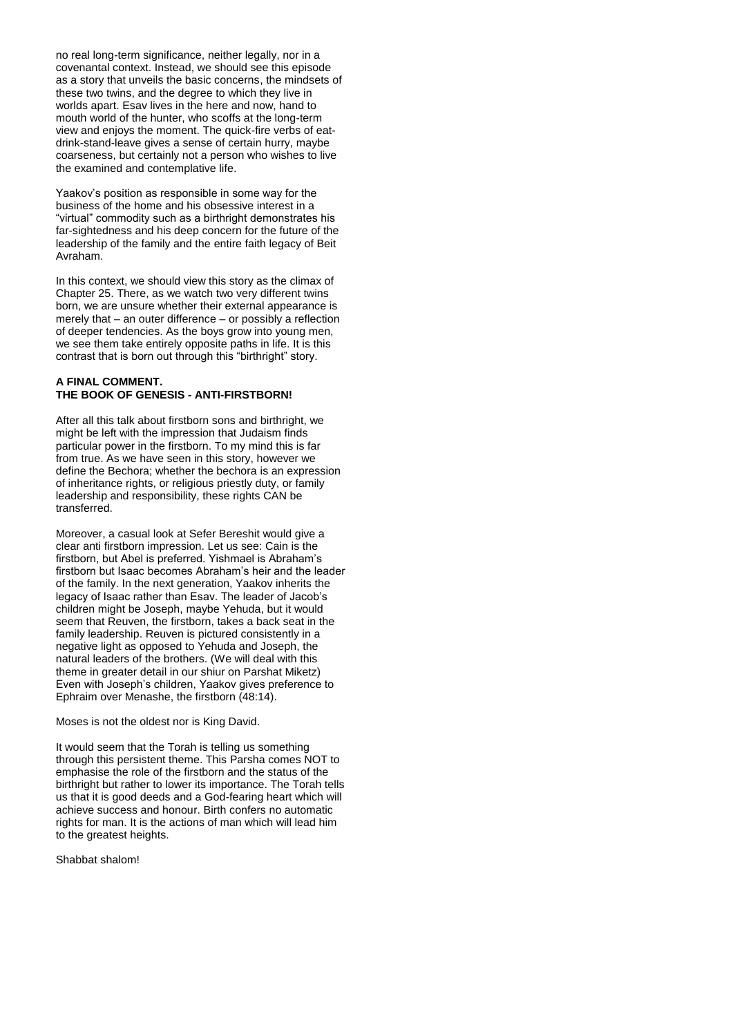no real long-term significance, neither legally, nor in a covenantal context. Instead, we should see this episode as a story that unveils the basic concerns, the mindsets of these two twins, and the degree to which they live in worlds apart. Esav lives in the here and now, hand to mouth world of the hunter, who scoffs at the long-term view and enjoys the moment. The quick-fire verbs of eat-drink-stand-leave gives a sense of certain hurry, maybe coarseness, but certainly not a person who wishes to live the examined and contemplative life.

Yaakov's position as responsible in some way for the business of the home and his obsessive interest in a "virtual" commodity such as a birthright demonstrates his far-sightedness and his deep concern for the future of the leadership of the family and the entire faith legacy of Beit Avraham.

In this context, we should view this story as the climax of Chapter 25. There, as we watch two very different twins born, we are unsure whether their external appearance is merely that – an outer difference – or possibly a reflection of deeper tendencies. As the boys grow into young men, we see them take entirely opposite paths in life. It is this contrast that is born out through this "birthright" story.

**A FINAL COMMENT.**
**THE BOOK OF GENESIS - ANTI-FIRSTBORN!**

After all this talk about firstborn sons and birthright, we might be left with the impression that Judaism finds particular power in the firstborn. To my mind this is far from true. As we have seen in this story, however we define the Bechora; whether the bechora is an expression of inheritance rights, or religious priestly duty, or family leadership and responsibility, these rights CAN be transferred.

Moreover, a casual look at Sefer Bereshit would give a clear anti firstborn impression. Let us see: Cain is the firstborn, but Abel is preferred. Yishmael is Abraham's firstborn but Isaac becomes Abraham's heir and the leader of the family. In the next generation, Yaakov inherits the legacy of Isaac rather than Esav. The leader of Jacob's children might be Joseph, maybe Yehuda, but it would seem that Reuven, the firstborn, takes a back seat in the family leadership. Reuven is pictured consistently in a negative light as opposed to Yehuda and Joseph, the natural leaders of the brothers. (We will deal with this theme in greater detail in our shiur on Parshat Miketz) Even with Joseph's children, Yaakov gives preference to Ephraim over Menashe, the firstborn (48:14).

Moses is not the oldest nor is King David.

It would seem that the Torah is telling us something through this persistent theme. This Parsha comes NOT to emphasise the role of the firstborn and the status of the birthright but rather to lower its importance. The Torah tells us that it is good deeds and a God-fearing heart which will achieve success and honour. Birth confers no automatic rights for man. It is the actions of man which will lead him to the greatest heights.

Shabbat shalom!